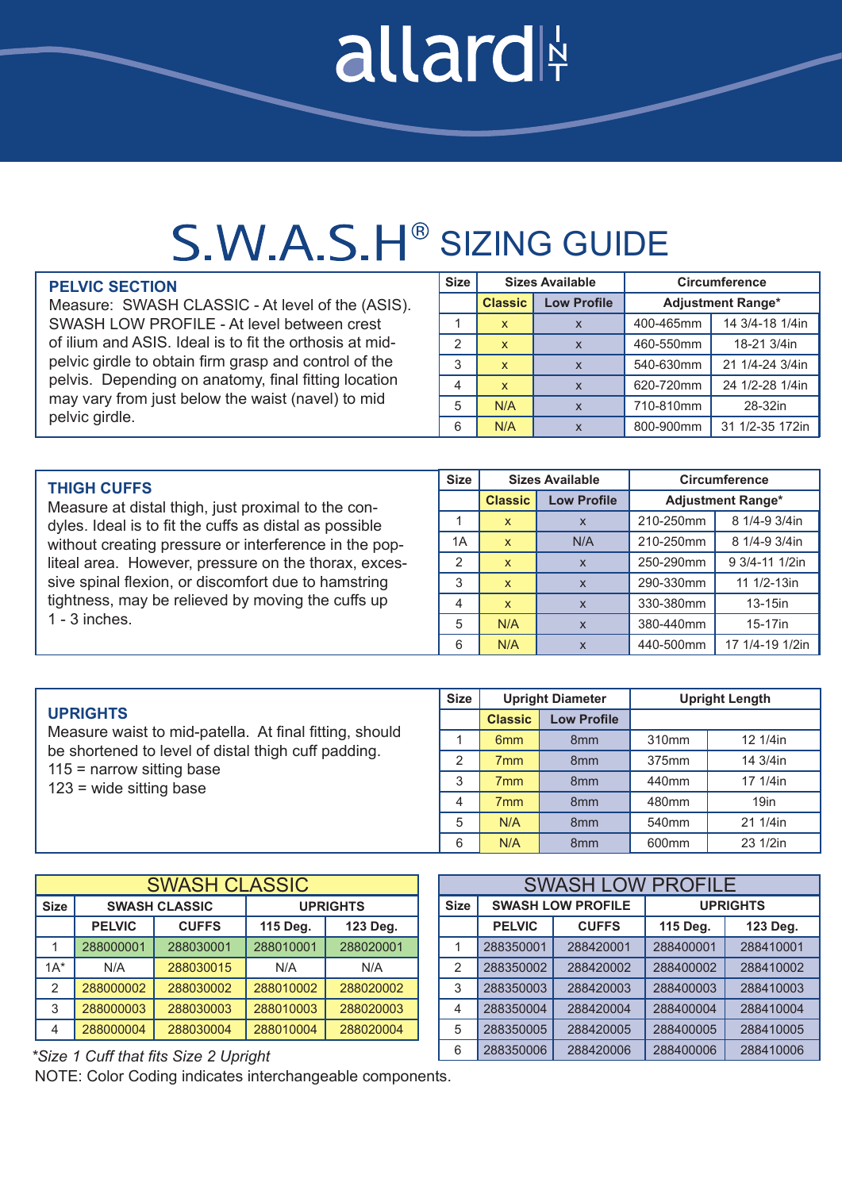allard

# S.W.A.S.H® SIZING GUIDE

**PELVIC SECTION**

Measure: SWASH CLASSIC - At level of the (ASIS). SWASH LOW PROFILE - At level between crest of ilium and ASIS. Ideal is to fit the orthosis at mid-pelvic girdle to obtain firm grasp and control of the pelvis. Depending on anatomy, final fitting location may vary from just below the waist (navel) to mid pelvic girdle.

| Size | Sizes Available | | Circumference | |
|---|---|---|---|---|
| | Classic | Low Profile | Adjustment Range* | |
| 1 | x | x | 400-465mm | 14 3/4-18 1/4in |
| 2 | x | x | 460-550mm | 18-21 3/4in |
| 3 | x | x | 540-630mm | 21 1/4-24 3/4in |
| 4 | x | x | 620-720mm | 24 1/2-28 1/4in |
| 5 | N/A | x | 710-810mm | 28-32in |
| 6 | N/A | x | 800-900mm | 31 1/2-35 172in |

**THIGH CUFFS**

Measure at distal thigh, just proximal to the condyles. Ideal is to fit the cuffs as distal as possible without creating pressure or interference in the popliteal area. However, pressure on the thorax, excessive spinal flexion, or discomfort due to hamstring tightness, may be relieved by moving the cuffs up 1 - 3 inches.

| Size | Sizes Available | | Circumference | |
|---|---|---|---|---|
| | Classic | Low Profile | Adjustment Range* | |
| 1 | x | x | 210-250mm | 8 1/4-9 3/4in |
| 1A | x | N/A | 210-250mm | 8 1/4-9 3/4in |
| 2 | x | x | 250-290mm | 9 3/4-11 1/2in |
| 3 | x | x | 290-330mm | 11 1/2-13in |
| 4 | x | x | 330-380mm | 13-15in |
| 5 | N/A | x | 380-440mm | 15-17in |
| 6 | N/A | x | 440-500mm | 17 1/4-19 1/2in |

**UPRIGHTS**

Measure waist to mid-patella. At final fitting, should be shortened to level of distal thigh cuff padding.
115 = narrow sitting base
123 = wide sitting base

| Size | Upright Diameter | | Upright Length | |
|---|---|---|---|---|
| | Classic | Low Profile | | |
| 1 | 6mm | 8mm | 310mm | 12 1/4in |
| 2 | 7mm | 8mm | 375mm | 14 3/4in |
| 3 | 7mm | 8mm | 440mm | 17 1/4in |
| 4 | 7mm | 8mm | 480mm | 19in |
| 5 | N/A | 8mm | 540mm | 21 1/4in |
| 6 | N/A | 8mm | 600mm | 23 1/2in |

**SWASH CLASSIC**

| Size | SWASH CLASSIC | | UPRIGHTS | |
|---|---|---|---|---|
| | PELVIC | CUFFS | 115 Deg. | 123 Deg. |
| 1 | 288000001 | 288030001 | 288010001 | 288020001 |
| 1A* | N/A | 288030015 | N/A | N/A |
| 2 | 288000002 | 288030002 | 288010002 | 288020002 |
| 3 | 288000003 | 288030003 | 288010003 | 288020003 |
| 4 | 288000004 | 288030004 | 288010004 | 288020004 |

*Size 1 Cuff that fits Size 2 Upright*

**SWASH LOW PROFILE**

| Size | SWASH LOW PROFILE | | UPRIGHTS | |
|---|---|---|---|---|
| | PELVIC | CUFFS | 115 Deg. | 123 Deg. |
| 1 | 288350001 | 288420001 | 288400001 | 288410001 |
| 2 | 288350002 | 288420002 | 288400002 | 288410002 |
| 3 | 288350003 | 288420003 | 288400003 | 288410003 |
| 4 | 288350004 | 288420004 | 288400004 | 288410004 |
| 5 | 288350005 | 288420005 | 288400005 | 288410005 |
| 6 | 288350006 | 288420006 | 288400006 | 288410006 |

NOTE: Color Coding indicates interchangeable components.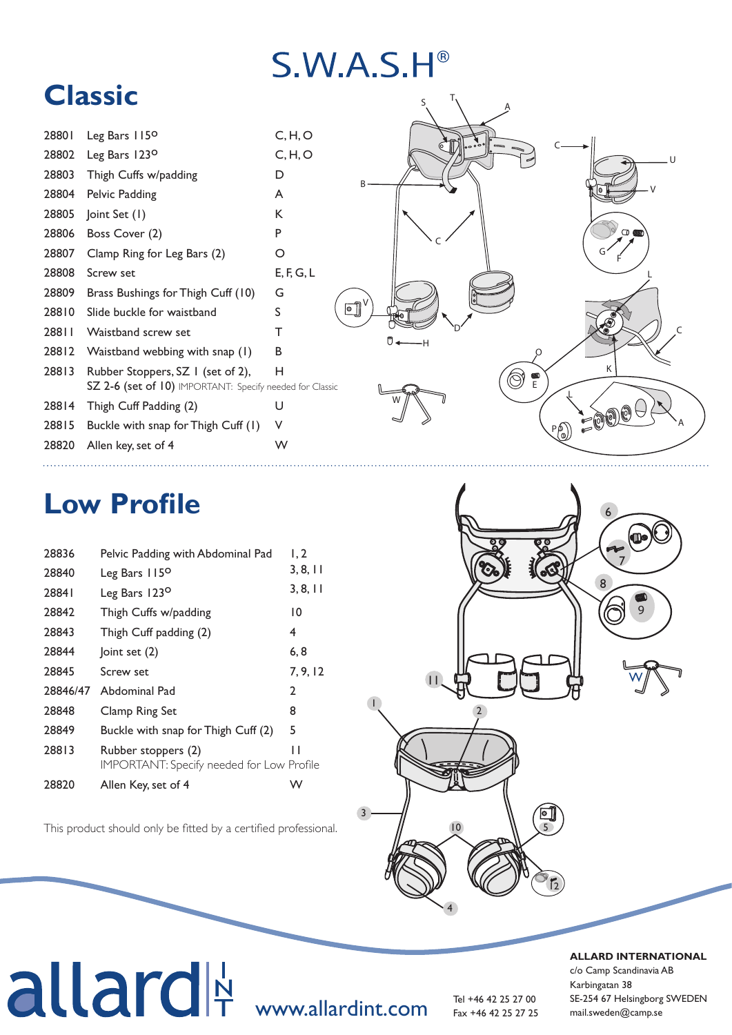# S.W.A.S.H®

## Classic

| | | |
|---|---|---|
| 28801 | Leg Bars 115° | C, H, O |
| 28802 | Leg Bars 123° | C, H, O |
| 28803 | Thigh Cuffs w/padding | D |
| 28804 | Pelvic Padding | A |
| 28805 | Joint Set (1) | K |
| 28806 | Boss Cover (2) | P |
| 28807 | Clamp Ring for Leg Bars (2) | O |
| 28808 | Screw set | E, F, G, L |
| 28809 | Brass Bushings for Thigh Cuff (10) | G |
| 28810 | Slide buckle for waistband | S |
| 28811 | Waistband screw set | T |
| 28812 | Waistband webbing with snap (1) | B |
| 28813 | Rubber Stoppers, SZ 1 (set of 2), SZ 2-6 (set of 10) IMPORTANT: Specify needed for Classic | H |
| 28814 | Thigh Cuff Padding (2) | U |
| 28815 | Buckle with snap for Thigh Cuff (1) | V |
| 28820 | Allen key, set of 4 | W |

## Low Profile

| | | |
|---|---|---|
| 28836 | Pelvic Padding with Abdominal Pad | 1, 2 |
| 28840 | Leg Bars 115° | 3, 8, 11 |
| 28841 | Leg Bars 123° | 3, 8, 11 |
| 28842 | Thigh Cuffs w/padding | 10 |
| 28843 | Thigh Cuff padding (2) | 4 |
| 28844 | Joint set (2) | 6, 8 |
| 28845 | Screw set | 7, 9, 12 |
| 28846/47 | Abdominal Pad | 2 |
| 28848 | Clamp Ring Set | 8 |
| 28849 | Buckle with snap for Thigh Cuff (2) | 5 |
| 28813 | Rubber stoppers (2) IMPORTANT: Specify needed for Low Profile | 11 |
| 28820 | Allen Key, set of 4 | W |

This product should only be fitted by a certified professional.

allard INT

www.allardint.com

Tel +46 42 25 27 00
Fax +46 42 25 27 25

**ALLARD INTERNATIONAL**
c/o Camp Scandinavia AB
Karbingatan 38
SE-254 67 Helsingborg SWEDEN
mail.sweden@camp.se